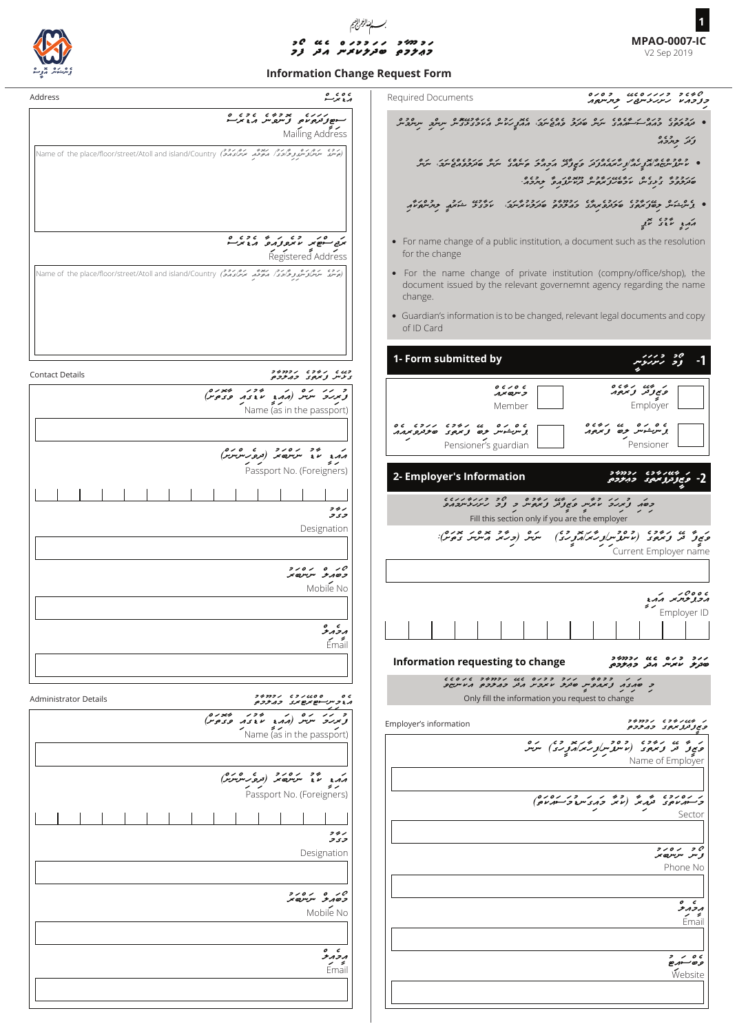بسم الله الرحمن الرحيم

މަޢުލޫމާތު ބަދަލުކުރަން އެދޭ ފޯމު

# Information Change Request Form

**MPAO-0007-IC**
V2 Sep 2019

## Address

Mailing Address

Name of the place/floor/street/Atoll and island/Country

Registered Address

Name of the place/floor/street/Atoll and island/Country

## Contact Details

Name (as in the passport)

Passport No. (Foreigners)

Designation

Mobile No

Email

## Administrator Details

Name (as in the passport)

Passport No. (Foreigners)

Designation

Mobile No

Email

## Required Documents

- For name change of a public institution, a document such as the resolution for the change
- For the name change of private institution (compny/office/shop), the document issued by the relevant governemnt agency regarding the name change.
- Guardian's information is to be changed, relevant legal documents and copy of ID Card

## 1- Form submitted by

- [ ] Employer
- [ ] Member
- [ ] Pensioner
- [ ] Pensioner's guardian

## 2- Employer's Information

Fill this section only if you are the employer

Current Employer name

Employer ID

## Information requesting to change

Only fill the information you request to change

**Employer's information**

Name of Employer

Sector

Phone No

Email

Website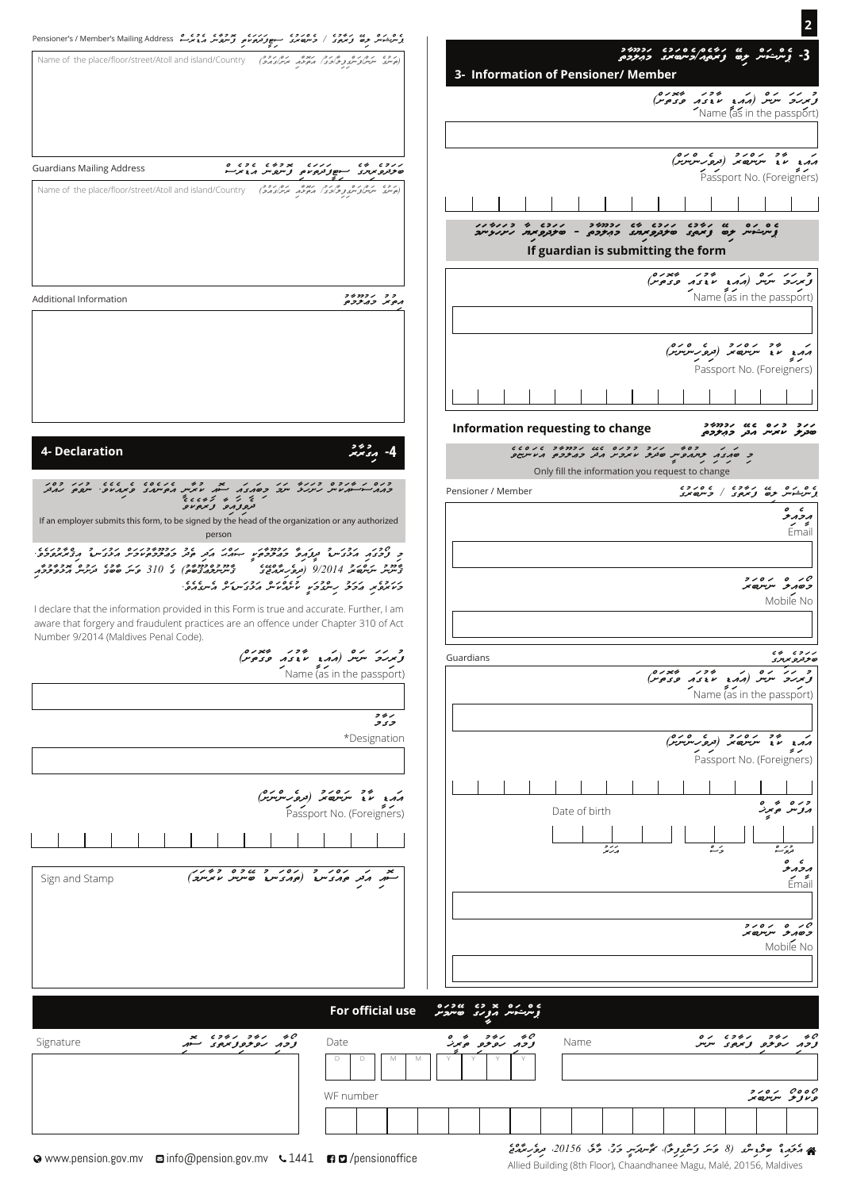## 3- Information of Pensioner/ Member

Name (as in the passport)

Passport No. (Foreigners)

| | | | | | | | | | | | | | |
|---|---|---|---|---|---|---|---|---|---|---|---|---|---|
| | | | | | | | | | | | | | |

### If guardian is submitting the form

Name (as in the passport)

Passport No. (Foreigners)

| | | | | | | | | | | | | | |
|---|---|---|---|---|---|---|---|---|---|---|---|---|---|
| | | | | | | | | | | | | | |

### Information requesting to change

Only fill the information you request to change

**Pensioner / Member**

Email

Mobile No

**Guardians**

Name (as in the passport)

Passport No. (Foreigners)

| | | | | | | | | | | | | | |
|---|---|---|---|---|---|---|---|---|---|---|---|---|---|
| | | | | | | | | | | | | | |

Date of birth

Email

Mobile No

---

**Pensioner's / Member's Mailing Address**

Name of the place/floor/street/Atoll and island/Country

**Guardians Mailing Address**

Name of the place/floor/street/Atoll and island/Country

**Additional Information**

## 4- Declaration

If an employer submits this form, to be signed by the head of the organization or any authorized person

I declare that the information provided in this Form is true and accurate. Further, I am aware that forgery and fraudulent practices are an offence under Chapter 310 of Act Number 9/2014 (Maldives Penal Code).

Name (as in the passport)

*Designation

Passport No. (Foreigners)

| | | | | | | | | | | | | | |
|---|---|---|---|---|---|---|---|---|---|---|---|---|---|
| | | | | | | | | | | | | | |

Sign and Stamp

## For official use

| Signature | Date | Name |
|---|---|---|
| | D D M M Y Y Y Y | |

WF number

www.pension.gov.mv | info@pension.gov.mv | 1441 | /pensionoffice

Allied Building (8th Floor), Chaandhanee Magu, Malé, 20156, Maldives